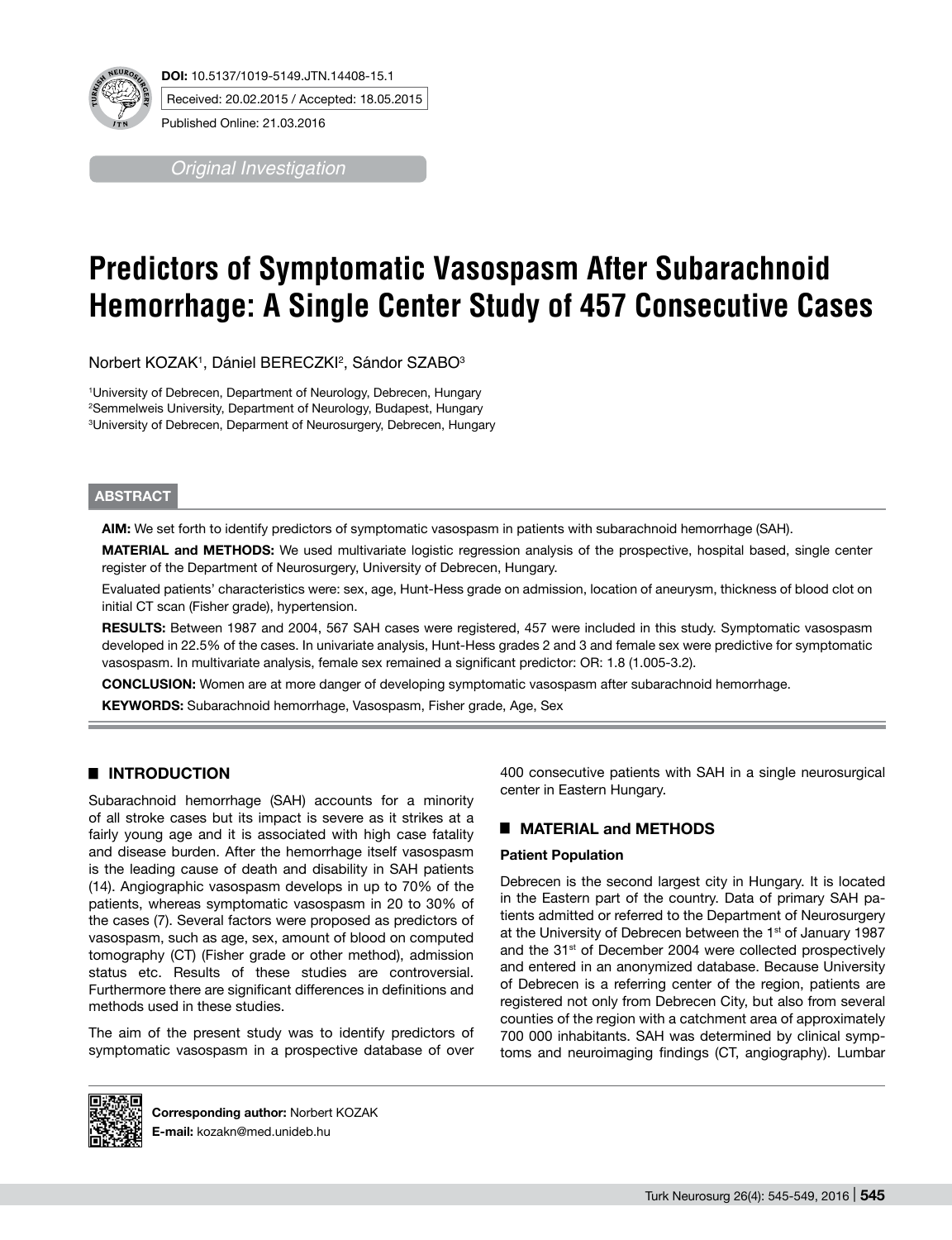**DOI:** 10.5137/1019-5149.JTN.14408-15.1

Received: 20.02.2015 / Accepted: 18.05.2015

Published Online: 21.03.2016

*Original Investigation*

# Predictors of Symptomatic Vasospasm After Subarachnoid Hemorrhage: A Single Center Study of 457 Consecutive Cases

Norbert KOZAK[1], Dániel BERECZKI[2], Sándor SZABO[3]

[1]University of Debrecen, Department of Neurology, Debrecen, Hungary
[2]Semmelweis University, Department of Neurology, Budapest, Hungary
[3]University of Debrecen, Deparment of Neurosurgery, Debrecen, Hungary

## ABSTRACT

**AIM:** We set forth to identify predictors of symptomatic vasospasm in patients with subarachnoid hemorrhage (SAH).

**MATERIAL and METHODS:** We used multivariate logistic regression analysis of the prospective, hospital based, single center register of the Department of Neurosurgery, University of Debrecen, Hungary.

Evaluated patients' characteristics were: sex, age, Hunt-Hess grade on admission, location of aneurysm, thickness of blood clot on initial CT scan (Fisher grade), hypertension.

**RESULTS:** Between 1987 and 2004, 567 SAH cases were registered, 457 were included in this study. Symptomatic vasospasm developed in 22.5% of the cases. In univariate analysis, Hunt-Hess grades 2 and 3 and female sex were predictive for symptomatic vasospasm. In multivariate analysis, female sex remained a significant predictor: OR: 1.8 (1.005-3.2).

**CONCLUSION:** Women are at more danger of developing symptomatic vasospasm after subarachnoid hemorrhage.

**KEYWORDS:** Subarachnoid hemorrhage, Vasospasm, Fisher grade, Age, Sex

## ■ INTRODUCTION

Subarachnoid hemorrhage (SAH) accounts for a minority of all stroke cases but its impact is severe as it strikes at a fairly young age and it is associated with high case fatality and disease burden. After the hemorrhage itself vasospasm is the leading cause of death and disability in SAH patients (14). Angiographic vasospasm develops in up to 70% of the patients, whereas symptomatic vasospasm in 20 to 30% of the cases (7). Several factors were proposed as predictors of vasospasm, such as age, sex, amount of blood on computed tomography (CT) (Fisher grade or other method), admission status etc. Results of these studies are controversial. Furthermore there are significant differences in definitions and methods used in these studies.

The aim of the present study was to identify predictors of symptomatic vasospasm in a prospective database of over 400 consecutive patients with SAH in a single neurosurgical center in Eastern Hungary.

## ■ MATERIAL and METHODS

### Patient Population

Debrecen is the second largest city in Hungary. It is located in the Eastern part of the country. Data of primary SAH patients admitted or referred to the Department of Neurosurgery at the University of Debrecen between the 1st of January 1987 and the 31st of December 2004 were collected prospectively and entered in an anonymized database. Because University of Debrecen is a referring center of the region, patients are registered not only from Debrecen City, but also from several counties of the region with a catchment area of approximately 700 000 inhabitants. SAH was determined by clinical symptoms and neuroimaging findings (CT, angiography). Lumbar

**Corresponding author:** Norbert KOZAK
**E-mail:** kozakn@med.unideb.hu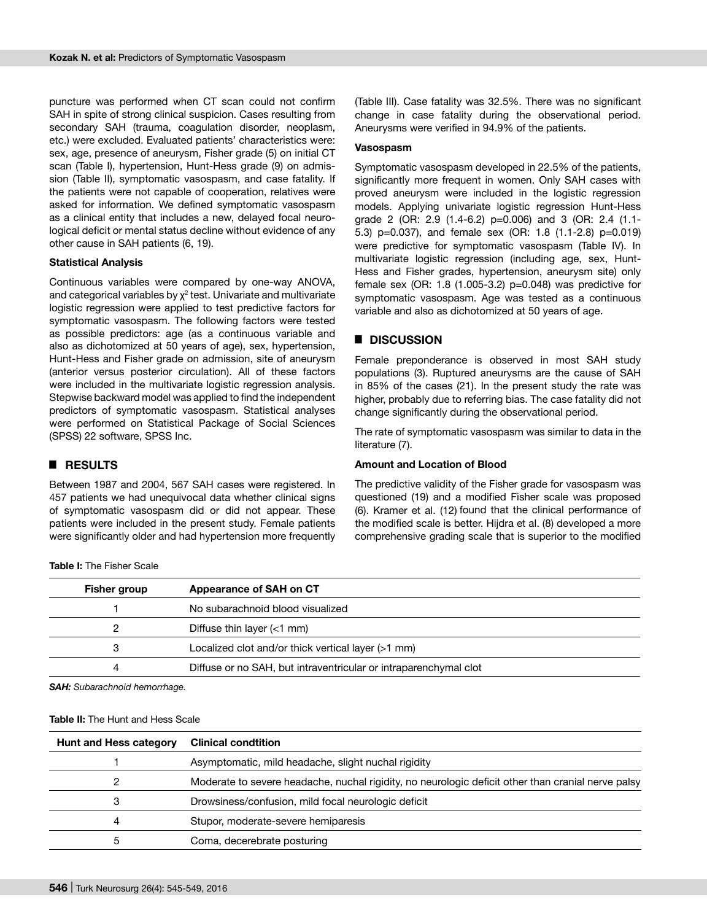puncture was performed when CT scan could not confirm SAH in spite of strong clinical suspicion. Cases resulting from secondary SAH (trauma, coagulation disorder, neoplasm, etc.) were excluded. Evaluated patients' characteristics were: sex, age, presence of aneurysm, Fisher grade (5) on initial CT scan (Table I), hypertension, Hunt-Hess grade (9) on admission (Table II), symptomatic vasospasm, and case fatality. If the patients were not capable of cooperation, relatives were asked for information. We defined symptomatic vasospasm as a clinical entity that includes a new, delayed focal neurological deficit or mental status decline without evidence of any other cause in SAH patients (6, 19).

### Statistical Analysis

Continuous variables were compared by one-way ANOVA, and categorical variables by $\chi^2$ test. Univariate and multivariate logistic regression were applied to test predictive factors for symptomatic vasospasm. The following factors were tested as possible predictors: age (as a continuous variable and also as dichotomized at 50 years of age), sex, hypertension, Hunt-Hess and Fisher grade on admission, site of aneurysm (anterior versus posterior circulation). All of these factors were included in the multivariate logistic regression analysis. Stepwise backward model was applied to find the independent predictors of symptomatic vasospasm. Statistical analyses were performed on Statistical Package of Social Sciences (SPSS) 22 software, SPSS Inc.

## ■ RESULTS

Between 1987 and 2004, 567 SAH cases were registered. In 457 patients we had unequivocal data whether clinical signs of symptomatic vasospasm did or did not appear. These patients were included in the present study. Female patients were significantly older and had hypertension more frequently (Table III). Case fatality was 32.5%. There was no significant change in case fatality during the observational period. Aneurysms were verified in 94.9% of the patients.

### Vasospasm

Symptomatic vasospasm developed in 22.5% of the patients, significantly more frequent in women. Only SAH cases with proved aneurysm were included in the logistic regression models. Applying univariate logistic regression Hunt-Hess grade 2 (OR: 2.9 (1.4-6.2) p=0.006) and 3 (OR: 2.4 (1.1-5.3) p=0.037), and female sex (OR: 1.8 (1.1-2.8) p=0.019) were predictive for symptomatic vasospasm (Table IV). In multivariate logistic regression (including age, sex, Hunt-Hess and Fisher grades, hypertension, aneurysm site) only female sex (OR: 1.8 (1.005-3.2) p=0.048) was predictive for symptomatic vasospasm. Age was tested as a continuous variable and also as dichotomized at 50 years of age.

## ■ DISCUSSION

Female preponderance is observed in most SAH study populations (3). Ruptured aneurysms are the cause of SAH in 85% of the cases (21). In the present study the rate was higher, probably due to referring bias. The case fatality did not change significantly during the observational period.

The rate of symptomatic vasospasm was similar to data in the literature (7).

### Amount and Location of Blood

The predictive validity of the Fisher grade for vasospasm was questioned (19) and a modified Fisher scale was proposed (6). Kramer et al. (12) found that the clinical performance of the modified scale is better. Hijdra et al. (8) developed a more comprehensive grading scale that is superior to the modified

**Table I:** The Fisher Scale

| Fisher group | Appearance of SAH on CT |
|---|---|
| 1 | No subarachnoid blood visualized |
| 2 | Diffuse thin layer (<1 mm) |
| 3 | Localized clot and/or thick vertical layer (>1 mm) |
| 4 | Diffuse or no SAH, but intraventricular or intraparenchymal clot |

***SAH:** Subarachnoid hemorrhage.*

**Table II:** The Hunt and Hess Scale

| Hunt and Hess category | Clinical condtition |
|---|---|
| 1 | Asymptomatic, mild headache, slight nuchal rigidity |
| 2 | Moderate to severe headache, nuchal rigidity, no neurologic deficit other than cranial nerve palsy |
| 3 | Drowsiness/confusion, mild focal neurologic deficit |
| 4 | Stupor, moderate-severe hemiparesis |
| 5 | Coma, decerebrate posturing |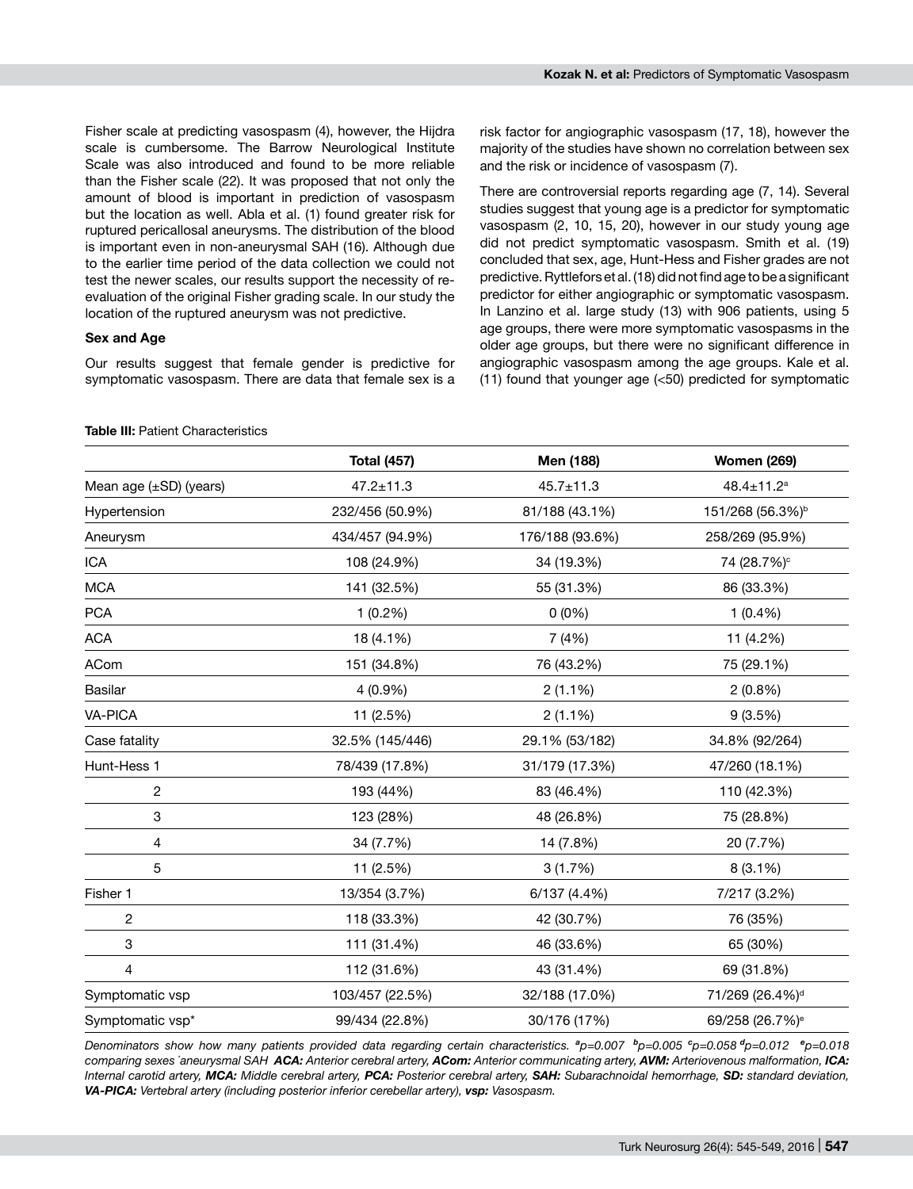Fisher scale at predicting vasospasm (4), however, the Hijdra scale is cumbersome. The Barrow Neurological Institute Scale was also introduced and found to be more reliable than the Fisher scale (22). It was proposed that not only the amount of blood is important in prediction of vasospasm but the location as well. Abla et al. (1) found greater risk for ruptured pericallosal aneurysms. The distribution of the blood is important even in non-aneurysmal SAH (16). Although due to the earlier time period of the data collection we could not test the newer scales, our results support the necessity of re-evaluation of the original Fisher grading scale. In our study the location of the ruptured aneurysm was not predictive.

### Sex and Age

Our results suggest that female gender is predictive for symptomatic vasospasm. There are data that female sex is a risk factor for angiographic vasospasm (17, 18), however the majority of the studies have shown no correlation between sex and the risk or incidence of vasospasm (7).

There are controversial reports regarding age (7, 14). Several studies suggest that young age is a predictor for symptomatic vasospasm (2, 10, 15, 20), however in our study young age did not predict symptomatic vasospasm. Smith et al. (19) concluded that sex, age, Hunt-Hess and Fisher grades are not predictive. Ryttlefors et al. (18) did not find age to be a significant predictor for either angiographic or symptomatic vasospasm. In Lanzino et al. large study (13) with 906 patients, using 5 age groups, there were more symptomatic vasospasms in the older age groups, but there were no significant difference in angiographic vasospasm among the age groups. Kale et al. (11) found that younger age (<50) predicted for symptomatic

**Table III:** Patient Characteristics

| | Total (457) | Men (188) | Women (269) |
|---|---|---|---|
| Mean age (±SD) (years) | 47.2±11.3 | 45.7±11.3 | 48.4±11.2[a] |
| Hypertension | 232/456 (50.9%) | 81/188 (43.1%) | 151/268 (56.3%)[b] |
| Aneurysm | 434/457 (94.9%) | 176/188 (93.6%) | 258/269 (95.9%) |
| ICA | 108 (24.9%) | 34 (19.3%) | 74 (28.7%)[c] |
| MCA | 141 (32.5%) | 55 (31.3%) | 86 (33.3%) |
| PCA | 1 (0.2%) | 0 (0%) | 1 (0.4%) |
| ACA | 18 (4.1%) | 7 (4%) | 11 (4.2%) |
| ACom | 151 (34.8%) | 76 (43.2%) | 75 (29.1%) |
| Basilar | 4 (0.9%) | 2 (1.1%) | 2 (0.8%) |
| VA-PICA | 11 (2.5%) | 2 (1.1%) | 9 (3.5%) |
| Case fatality | 32.5% (145/446) | 29.1% (53/182) | 34.8% (92/264) |
| Hunt-Hess 1 | 78/439 (17.8%) | 31/179 (17.3%) | 47/260 (18.1%) |
| 2 | 193 (44%) | 83 (46.4%) | 110 (42.3%) |
| 3 | 123 (28%) | 48 (26.8%) | 75 (28.8%) |
| 4 | 34 (7.7%) | 14 (7.8%) | 20 (7.7%) |
| 5 | 11 (2.5%) | 3 (1.7%) | 8 (3.1%) |
| Fisher 1 | 13/354 (3.7%) | 6/137 (4.4%) | 7/217 (3.2%) |
| 2 | 118 (33.3%) | 42 (30.7%) | 76 (35%) |
| 3 | 111 (31.4%) | 46 (33.6%) | 65 (30%) |
| 4 | 112 (31.6%) | 43 (31.4%) | 69 (31.8%) |
| Symptomatic vsp | 103/457 (22.5%) | 32/188 (17.0%) | 71/269 (26.4%)[d] |
| Symptomatic vsp* | 99/434 (22.8%) | 30/176 (17%) | 69/258 (26.7%)[e] |

*Denominators show how many patients provided data regarding certain characteristics. [a]$p=0.007$ [b]$p=0.005$ [c]$p=0.058$ [d]$p=0.012$ [e]$p=0.018$ comparing sexes \*aneurysmal SAH **ACA:** Anterior cerebral artery, **ACom:** Anterior communicating artery, **AVM:** Arteriovenous malformation, **ICA:** Internal carotid artery, **MCA:** Middle cerebral artery, **PCA:** Posterior cerebral artery, **SAH:** Subarachnoidal hemorrhage, **SD:** standard deviation, **VA-PICA:** Vertebral artery (including posterior inferior cerebellar artery), **vsp:** Vasospasm.*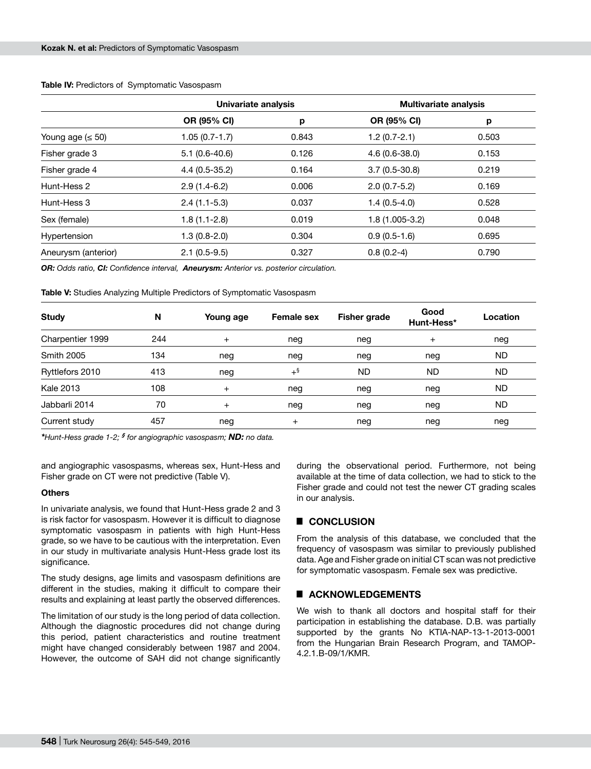**Table IV:** Predictors of Symptomatic Vasospasm

| | Univariate analysis | | Multivariate analysis | |
|---|---|---|---|---|
| | OR (95% CI) | p | OR (95% CI) | p |
| Young age (≤ 50) | 1.05 (0.7-1.7) | 0.843 | 1.2 (0.7-2.1) | 0.503 |
| Fisher grade 3 | 5.1 (0.6-40.6) | 0.126 | 4.6 (0.6-38.0) | 0.153 |
| Fisher grade 4 | 4.4 (0.5-35.2) | 0.164 | 3.7 (0.5-30.8) | 0.219 |
| Hunt-Hess 2 | 2.9 (1.4-6.2) | 0.006 | 2.0 (0.7-5.2) | 0.169 |
| Hunt-Hess 3 | 2.4 (1.1-5.3) | 0.037 | 1.4 (0.5-4.0) | 0.528 |
| Sex (female) | 1.8 (1.1-2.8) | 0.019 | 1.8 (1.005-3.2) | 0.048 |
| Hypertension | 1.3 (0.8-2.0) | 0.304 | 0.9 (0.5-1.6) | 0.695 |
| Aneurysm (anterior) | 2.1 (0.5-9.5) | 0.327 | 0.8 (0.2-4) | 0.790 |

***OR:** Odds ratio, **CI:** Confidence interval, **Aneurysm:** Anterior vs. posterior circulation.*

**Table V:** Studies Analyzing Multiple Predictors of Symptomatic Vasospasm

| Study | N | Young age | Female sex | Fisher grade | Good Hunt-Hess* | Location |
|---|---|---|---|---|---|---|
| Charpentier 1999 | 244 | + | neg | neg | + | neg |
| Smith 2005 | 134 | neg | neg | neg | neg | ND |
| Ryttlefors 2010 | 413 | neg | +§ | ND | ND | ND |
| Kale 2013 | 108 | + | neg | neg | neg | ND |
| Jabbarli 2014 | 70 | + | neg | neg | neg | ND |
| Current study | 457 | neg | + | neg | neg | neg |

**\*Hunt-Hess grade 1-2; § for angiographic vasospasm; **ND:** no data.*

and angiographic vasospasms, whereas sex, Hunt-Hess and Fisher grade on CT were not predictive (Table V).

**Others**

In univariate analysis, we found that Hunt-Hess grade 2 and 3 is risk factor for vasospasm. However it is difficult to diagnose symptomatic vasospasm in patients with high Hunt-Hess grade, so we have to be cautious with the interpretation. Even in our study in multivariate analysis Hunt-Hess grade lost its significance.

The study designs, age limits and vasospasm definitions are different in the studies, making it difficult to compare their results and explaining at least partly the observed differences.

The limitation of our study is the long period of data collection. Although the diagnostic procedures did not change during this period, patient characteristics and routine treatment might have changed considerably between 1987 and 2004. However, the outcome of SAH did not change significantly during the observational period. Furthermore, not being available at the time of data collection, we had to stick to the Fisher grade and could not test the newer CT grading scales in our analysis.

## ■ CONCLUSION

From the analysis of this database, we concluded that the frequency of vasospasm was similar to previously published data. Age and Fisher grade on initial CT scan was not predictive for symptomatic vasospasm. Female sex was predictive.

## ■ ACKNOWLEDGEMENTS

We wish to thank all doctors and hospital staff for their participation in establishing the database. D.B. was partially supported by the grants No KTIA-NAP-13-1-2013-0001 from the Hungarian Brain Research Program, and TAMOP-4.2.1.B-09/1/KMR.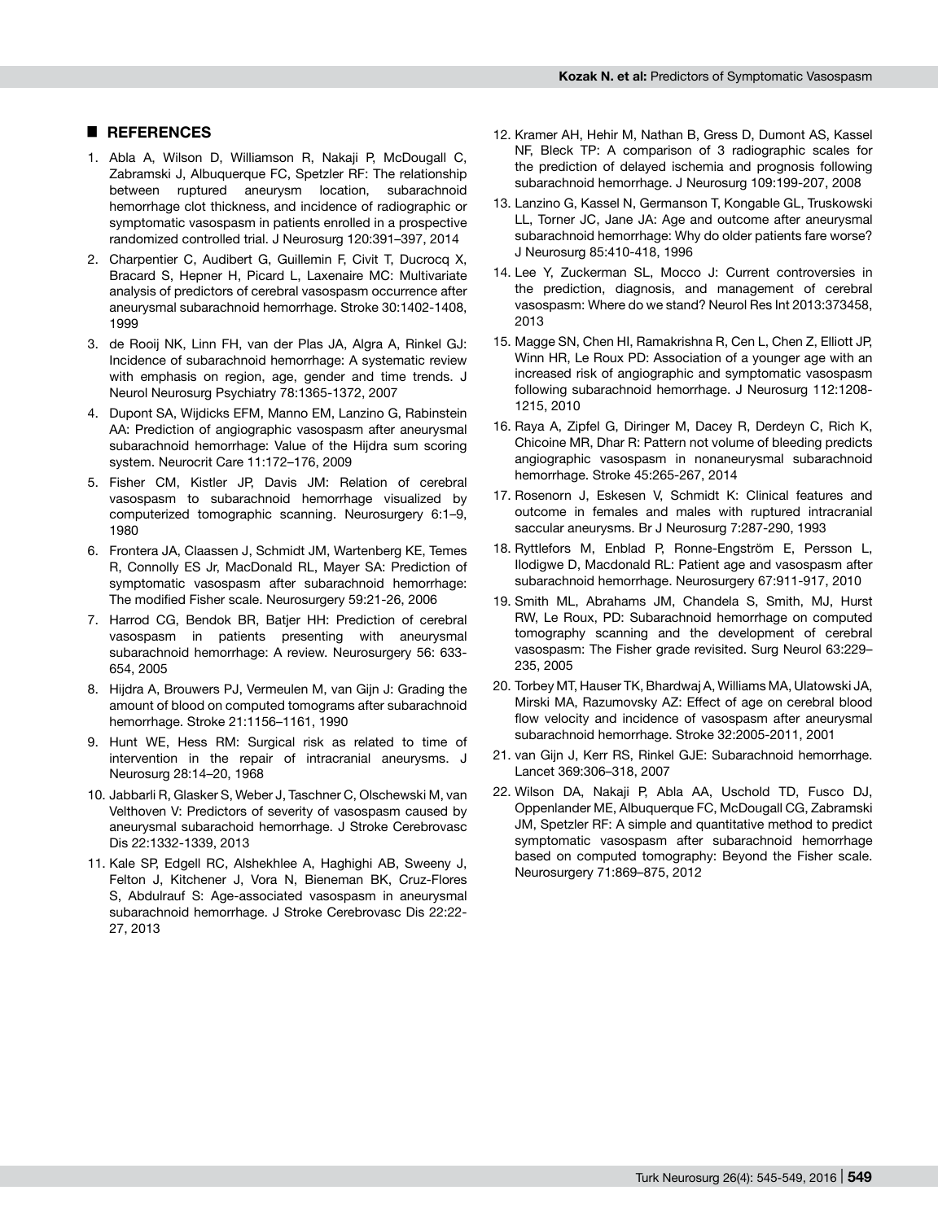## REFERENCES

1. Abla A, Wilson D, Williamson R, Nakaji P, McDougall C, Zabramski J, Albuquerque FC, Spetzler RF: The relationship between ruptured aneurysm location, subarachnoid hemorrhage clot thickness, and incidence of radiographic or symptomatic vasospasm in patients enrolled in a prospective randomized controlled trial. J Neurosurg 120:391–397, 2014
2. Charpentier C, Audibert G, Guillemin F, Civit T, Ducrocq X, Bracard S, Hepner H, Picard L, Laxenaire MC: Multivariate analysis of predictors of cerebral vasospasm occurrence after aneurysmal subarachnoid hemorrhage. Stroke 30:1402-1408, 1999
3. de Rooij NK, Linn FH, van der Plas JA, Algra A, Rinkel GJ: Incidence of subarachnoid hemorrhage: A systematic review with emphasis on region, age, gender and time trends. J Neurol Neurosurg Psychiatry 78:1365-1372, 2007
4. Dupont SA, Wijdicks EFM, Manno EM, Lanzino G, Rabinstein AA: Prediction of angiographic vasospasm after aneurysmal subarachnoid hemorrhage: Value of the Hijdra sum scoring system. Neurocrit Care 11:172–176, 2009
5. Fisher CM, Kistler JP, Davis JM: Relation of cerebral vasospasm to subarachnoid hemorrhage visualized by computerized tomographic scanning. Neurosurgery 6:1–9, 1980
6. Frontera JA, Claassen J, Schmidt JM, Wartenberg KE, Temes R, Connolly ES Jr, MacDonald RL, Mayer SA: Prediction of symptomatic vasospasm after subarachnoid hemorrhage: The modified Fisher scale. Neurosurgery 59:21-26, 2006
7. Harrod CG, Bendok BR, Batjer HH: Prediction of cerebral vasospasm in patients presenting with aneurysmal subarachnoid hemorrhage: A review. Neurosurgery 56: 633-654, 2005
8. Hijdra A, Brouwers PJ, Vermeulen M, van Gijn J: Grading the amount of blood on computed tomograms after subarachnoid hemorrhage. Stroke 21:1156–1161, 1990
9. Hunt WE, Hess RM: Surgical risk as related to time of intervention in the repair of intracranial aneurysms. J Neurosurg 28:14–20, 1968
10. Jabbarli R, Glasker S, Weber J, Taschner C, Olschewski M, van Velthoven V: Predictors of severity of vasospasm caused by aneurysmal subarachoid hemorrhage. J Stroke Cerebrovasc Dis 22:1332-1339, 2013
11. Kale SP, Edgell RC, Alshekhlee A, Haghighi AB, Sweeny J, Felton J, Kitchener J, Vora N, Bieneman BK, Cruz-Flores S, Abdulrauf S: Age-associated vasospasm in aneurysmal subarachnoid hemorrhage. J Stroke Cerebrovasc Dis 22:22-27, 2013
12. Kramer AH, Hehir M, Nathan B, Gress D, Dumont AS, Kassel NF, Bleck TP: A comparison of 3 radiographic scales for the prediction of delayed ischemia and prognosis following subarachnoid hemorrhage. J Neurosurg 109:199-207, 2008
13. Lanzino G, Kassel N, Germanson T, Kongable GL, Truskowski LL, Torner JC, Jane JA: Age and outcome after aneurysmal subarachnoid hemorrhage: Why do older patients fare worse? J Neurosurg 85:410-418, 1996
14. Lee Y, Zuckerman SL, Mocco J: Current controversies in the prediction, diagnosis, and management of cerebral vasospasm: Where do we stand? Neurol Res Int 2013:373458, 2013
15. Magge SN, Chen HI, Ramakrishna R, Cen L, Chen Z, Elliott JP, Winn HR, Le Roux PD: Association of a younger age with an increased risk of angiographic and symptomatic vasospasm following subarachnoid hemorrhage. J Neurosurg 112:1208-1215, 2010
16. Raya A, Zipfel G, Diringer M, Dacey R, Derdeyn C, Rich K, Chicoine MR, Dhar R: Pattern not volume of bleeding predicts angiographic vasospasm in nonaneurysmal subarachnoid hemorrhage. Stroke 45:265-267, 2014
17. Rosenorn J, Eskesen V, Schmidt K: Clinical features and outcome in females and males with ruptured intracranial saccular aneurysms. Br J Neurosurg 7:287-290, 1993
18. Ryttlefors M, Enblad P, Ronne-Engström E, Persson L, Ilodigwe D, Macdonald RL: Patient age and vasospasm after subarachnoid hemorrhage. Neurosurgery 67:911-917, 2010
19. Smith ML, Abrahams JM, Chandela S, Smith, MJ, Hurst RW, Le Roux, PD: Subarachnoid hemorrhage on computed tomography scanning and the development of cerebral vasospasm: The Fisher grade revisited. Surg Neurol 63:229–235, 2005
20. Torbey MT, Hauser TK, Bhardwaj A, Williams MA, Ulatowski JA, Mirski MA, Razumovsky AZ: Effect of age on cerebral blood flow velocity and incidence of vasospasm after aneurysmal subarachnoid hemorrhage. Stroke 32:2005-2011, 2001
21. van Gijn J, Kerr RS, Rinkel GJE: Subarachnoid hemorrhage. Lancet 369:306–318, 2007
22. Wilson DA, Nakaji P, Abla AA, Uschold TD, Fusco DJ, Oppenlander ME, Albuquerque FC, McDougall CG, Zabramski JM, Spetzler RF: A simple and quantitative method to predict symptomatic vasospasm after subarachnoid hemorrhage based on computed tomography: Beyond the Fisher scale. Neurosurgery 71:869–875, 2012